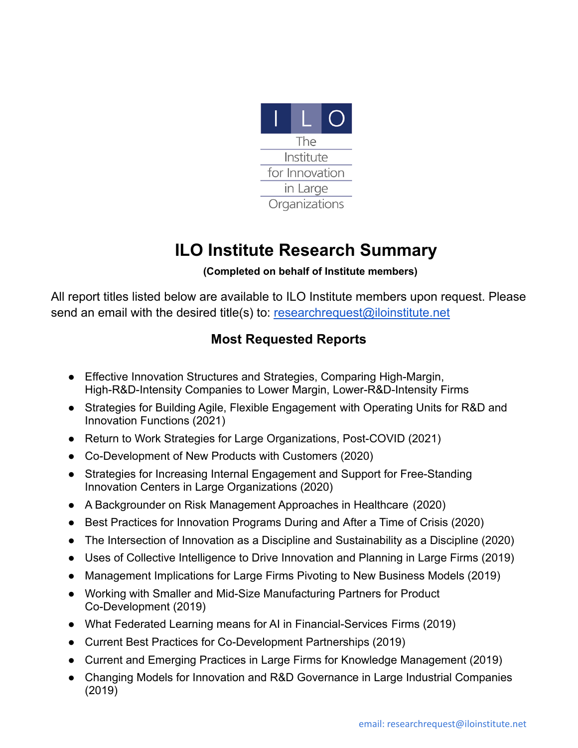ILO

The Institute for Innovation in Large Organizations

# ILO Institute Research Summary

**(Completed on behalf of Institute members)**

All report titles listed below are available to ILO Institute members upon request. Please send an email with the desired title(s) to: [researchrequest@iloinstitute.net](mailto:researchrequest@iloinstitute.net)

## Most Requested Reports

- Effective Innovation Structures and Strategies, Comparing High-Margin, High-R&D-Intensity Companies to Lower Margin, Lower-R&D-Intensity Firms
- Strategies for Building Agile, Flexible Engagement with Operating Units for R&D and Innovation Functions (2021)
- Return to Work Strategies for Large Organizations, Post-COVID (2021)
- Co-Development of New Products with Customers (2020)
- Strategies for Increasing Internal Engagement and Support for Free-Standing Innovation Centers in Large Organizations (2020)
- A Backgrounder on Risk Management Approaches in Healthcare (2020)
- Best Practices for Innovation Programs During and After a Time of Crisis (2020)
- The Intersection of Innovation as a Discipline and Sustainability as a Discipline (2020)
- Uses of Collective Intelligence to Drive Innovation and Planning in Large Firms (2019)
- Management Implications for Large Firms Pivoting to New Business Models (2019)
- Working with Smaller and Mid-Size Manufacturing Partners for Product Co-Development (2019)
- What Federated Learning means for AI in Financial-Services Firms (2019)
- Current Best Practices for Co-Development Partnerships (2019)
- Current and Emerging Practices in Large Firms for Knowledge Management (2019)
- Changing Models for Innovation and R&D Governance in Large Industrial Companies (2019)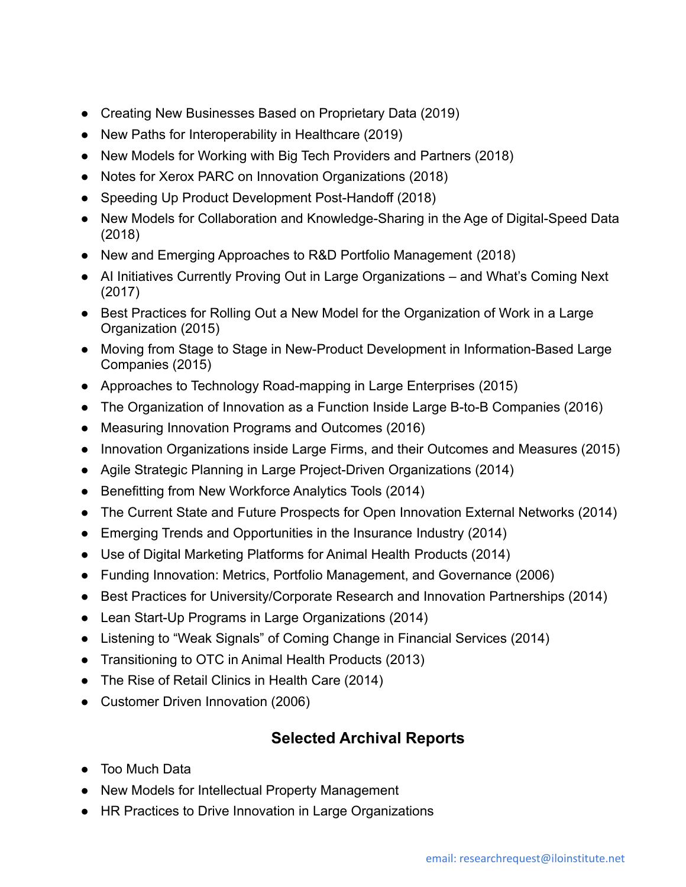- Creating New Businesses Based on Proprietary Data (2019)
- New Paths for Interoperability in Healthcare (2019)
- New Models for Working with Big Tech Providers and Partners (2018)
- Notes for Xerox PARC on Innovation Organizations (2018)
- Speeding Up Product Development Post-Handoff (2018)
- New Models for Collaboration and Knowledge-Sharing in the Age of Digital-Speed Data (2018)
- New and Emerging Approaches to R&D Portfolio Management (2018)
- AI Initiatives Currently Proving Out in Large Organizations – and What's Coming Next (2017)
- Best Practices for Rolling Out a New Model for the Organization of Work in a Large Organization (2015)
- Moving from Stage to Stage in New-Product Development in Information-Based Large Companies (2015)
- Approaches to Technology Road-mapping in Large Enterprises (2015)
- The Organization of Innovation as a Function Inside Large B-to-B Companies (2016)
- Measuring Innovation Programs and Outcomes (2016)
- Innovation Organizations inside Large Firms, and their Outcomes and Measures (2015)
- Agile Strategic Planning in Large Project-Driven Organizations (2014)
- Benefitting from New Workforce Analytics Tools (2014)
- The Current State and Future Prospects for Open Innovation External Networks (2014)
- Emerging Trends and Opportunities in the Insurance Industry (2014)
- Use of Digital Marketing Platforms for Animal Health Products (2014)
- Funding Innovation: Metrics, Portfolio Management, and Governance (2006)
- Best Practices for University/Corporate Research and Innovation Partnerships (2014)
- Lean Start-Up Programs in Large Organizations (2014)
- Listening to "Weak Signals" of Coming Change in Financial Services (2014)
- Transitioning to OTC in Animal Health Products (2013)
- The Rise of Retail Clinics in Health Care (2014)
- Customer Driven Innovation (2006)

## Selected Archival Reports

- Too Much Data
- New Models for Intellectual Property Management
- HR Practices to Drive Innovation in Large Organizations

email: researchrequest@iloinstitute.net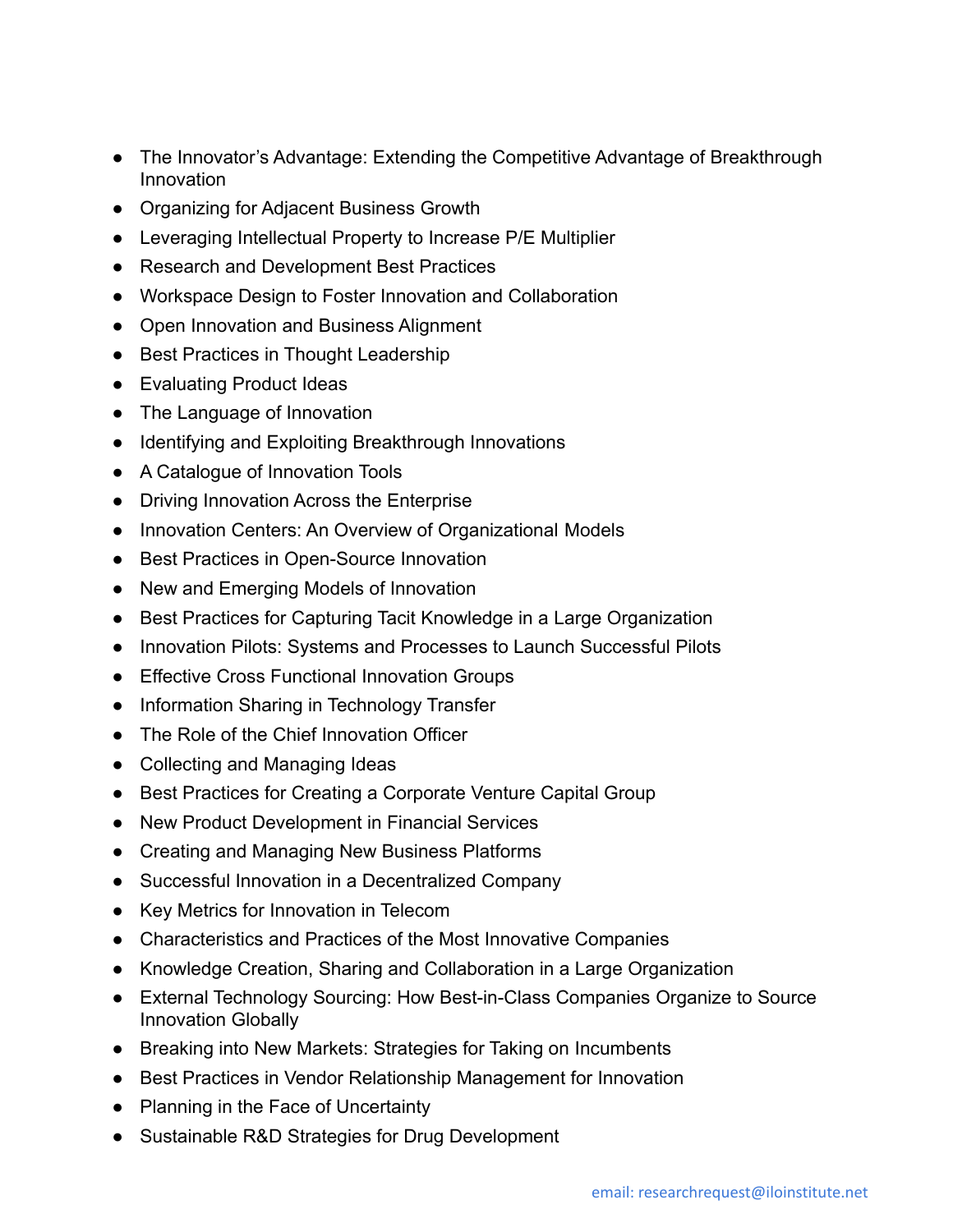- The Innovator's Advantage: Extending the Competitive Advantage of Breakthrough Innovation
- Organizing for Adjacent Business Growth
- Leveraging Intellectual Property to Increase P/E Multiplier
- Research and Development Best Practices
- Workspace Design to Foster Innovation and Collaboration
- Open Innovation and Business Alignment
- Best Practices in Thought Leadership
- Evaluating Product Ideas
- The Language of Innovation
- Identifying and Exploiting Breakthrough Innovations
- A Catalogue of Innovation Tools
- Driving Innovation Across the Enterprise
- Innovation Centers: An Overview of Organizational Models
- Best Practices in Open-Source Innovation
- New and Emerging Models of Innovation
- Best Practices for Capturing Tacit Knowledge in a Large Organization
- Innovation Pilots: Systems and Processes to Launch Successful Pilots
- Effective Cross Functional Innovation Groups
- Information Sharing in Technology Transfer
- The Role of the Chief Innovation Officer
- Collecting and Managing Ideas
- Best Practices for Creating a Corporate Venture Capital Group
- New Product Development in Financial Services
- Creating and Managing New Business Platforms
- Successful Innovation in a Decentralized Company
- Key Metrics for Innovation in Telecom
- Characteristics and Practices of the Most Innovative Companies
- Knowledge Creation, Sharing and Collaboration in a Large Organization
- External Technology Sourcing: How Best-in-Class Companies Organize to Source Innovation Globally
- Breaking into New Markets: Strategies for Taking on Incumbents
- Best Practices in Vendor Relationship Management for Innovation
- Planning in the Face of Uncertainty
- Sustainable R&D Strategies for Drug Development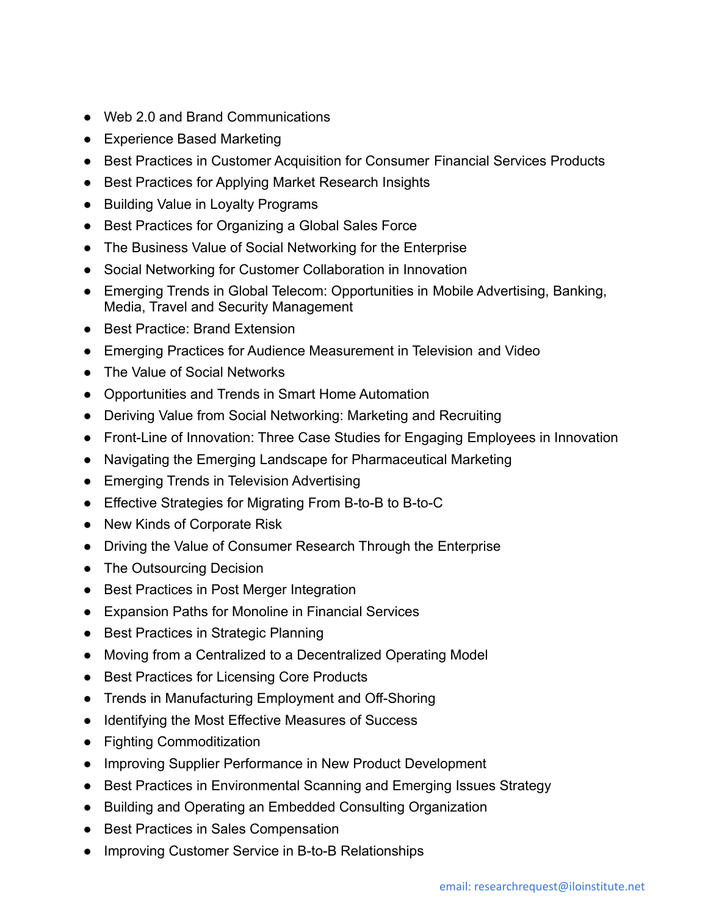- Web 2.0 and Brand Communications
- Experience Based Marketing
- Best Practices in Customer Acquisition for Consumer Financial Services Products
- Best Practices for Applying Market Research Insights
- Building Value in Loyalty Programs
- Best Practices for Organizing a Global Sales Force
- The Business Value of Social Networking for the Enterprise
- Social Networking for Customer Collaboration in Innovation
- Emerging Trends in Global Telecom: Opportunities in Mobile Advertising, Banking, Media, Travel and Security Management
- Best Practice: Brand Extension
- Emerging Practices for Audience Measurement in Television and Video
- The Value of Social Networks
- Opportunities and Trends in Smart Home Automation
- Deriving Value from Social Networking: Marketing and Recruiting
- Front-Line of Innovation: Three Case Studies for Engaging Employees in Innovation
- Navigating the Emerging Landscape for Pharmaceutical Marketing
- Emerging Trends in Television Advertising
- Effective Strategies for Migrating From B-to-B to B-to-C
- New Kinds of Corporate Risk
- Driving the Value of Consumer Research Through the Enterprise
- The Outsourcing Decision
- Best Practices in Post Merger Integration
- Expansion Paths for Monoline in Financial Services
- Best Practices in Strategic Planning
- Moving from a Centralized to a Decentralized Operating Model
- Best Practices for Licensing Core Products
- Trends in Manufacturing Employment and Off-Shoring
- Identifying the Most Effective Measures of Success
- Fighting Commoditization
- Improving Supplier Performance in New Product Development
- Best Practices in Environmental Scanning and Emerging Issues Strategy
- Building and Operating an Embedded Consulting Organization
- Best Practices in Sales Compensation
- Improving Customer Service in B-to-B Relationships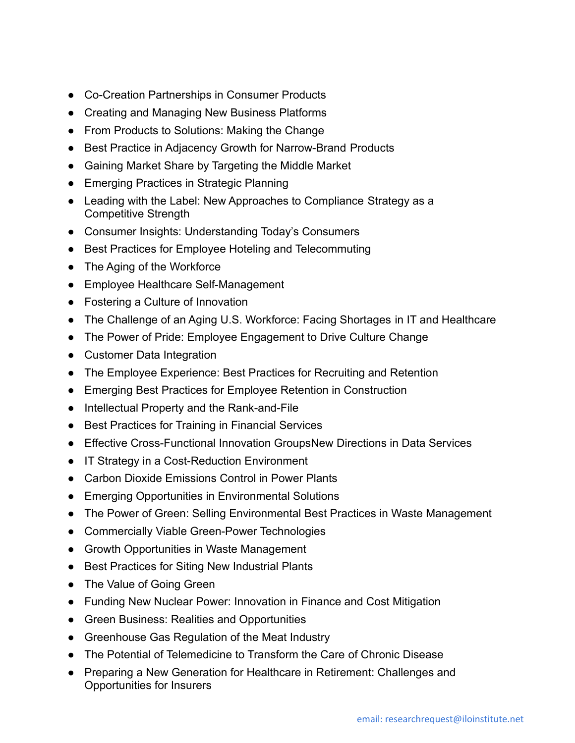- Co-Creation Partnerships in Consumer Products
- Creating and Managing New Business Platforms
- From Products to Solutions: Making the Change
- Best Practice in Adjacency Growth for Narrow-Brand Products
- Gaining Market Share by Targeting the Middle Market
- Emerging Practices in Strategic Planning
- Leading with the Label: New Approaches to Compliance Strategy as a Competitive Strength
- Consumer Insights: Understanding Today's Consumers
- Best Practices for Employee Hoteling and Telecommuting
- The Aging of the Workforce
- Employee Healthcare Self-Management
- Fostering a Culture of Innovation
- The Challenge of an Aging U.S. Workforce: Facing Shortages in IT and Healthcare
- The Power of Pride: Employee Engagement to Drive Culture Change
- Customer Data Integration
- The Employee Experience: Best Practices for Recruiting and Retention
- Emerging Best Practices for Employee Retention in Construction
- Intellectual Property and the Rank-and-File
- Best Practices for Training in Financial Services
- Effective Cross-Functional Innovation GroupsNew Directions in Data Services
- IT Strategy in a Cost-Reduction Environment
- Carbon Dioxide Emissions Control in Power Plants
- Emerging Opportunities in Environmental Solutions
- The Power of Green: Selling Environmental Best Practices in Waste Management
- Commercially Viable Green-Power Technologies
- Growth Opportunities in Waste Management
- Best Practices for Siting New Industrial Plants
- The Value of Going Green
- Funding New Nuclear Power: Innovation in Finance and Cost Mitigation
- Green Business: Realities and Opportunities
- Greenhouse Gas Regulation of the Meat Industry
- The Potential of Telemedicine to Transform the Care of Chronic Disease
- Preparing a New Generation for Healthcare in Retirement: Challenges and Opportunities for Insurers

email: researchrequest@iloinstitute.net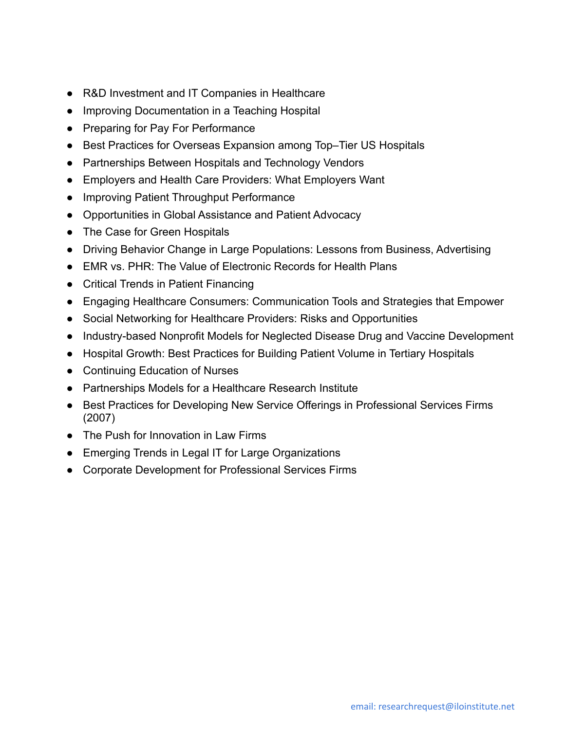- R&D Investment and IT Companies in Healthcare
- Improving Documentation in a Teaching Hospital
- Preparing for Pay For Performance
- Best Practices for Overseas Expansion among Top–Tier US Hospitals
- Partnerships Between Hospitals and Technology Vendors
- Employers and Health Care Providers: What Employers Want
- Improving Patient Throughput Performance
- Opportunities in Global Assistance and Patient Advocacy
- The Case for Green Hospitals
- Driving Behavior Change in Large Populations: Lessons from Business, Advertising
- EMR vs. PHR: The Value of Electronic Records for Health Plans
- Critical Trends in Patient Financing
- Engaging Healthcare Consumers: Communication Tools and Strategies that Empower
- Social Networking for Healthcare Providers: Risks and Opportunities
- Industry-based Nonprofit Models for Neglected Disease Drug and Vaccine Development
- Hospital Growth: Best Practices for Building Patient Volume in Tertiary Hospitals
- Continuing Education of Nurses
- Partnerships Models for a Healthcare Research Institute
- Best Practices for Developing New Service Offerings in Professional Services Firms (2007)
- The Push for Innovation in Law Firms
- Emerging Trends in Legal IT for Large Organizations
- Corporate Development for Professional Services Firms

email: researchrequest@iloinstitute.net